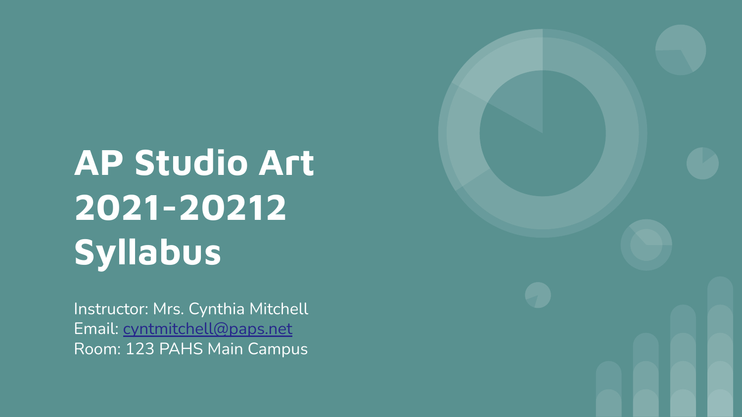# AP Studio Art 2021-20212 Syllabus

Instructor: Mrs. Cynthia Mitchell
Email: [cyntmitchell@paps.net](mailto:cyntmitchell@paps.net)
Room: 123 PAHS Main Campus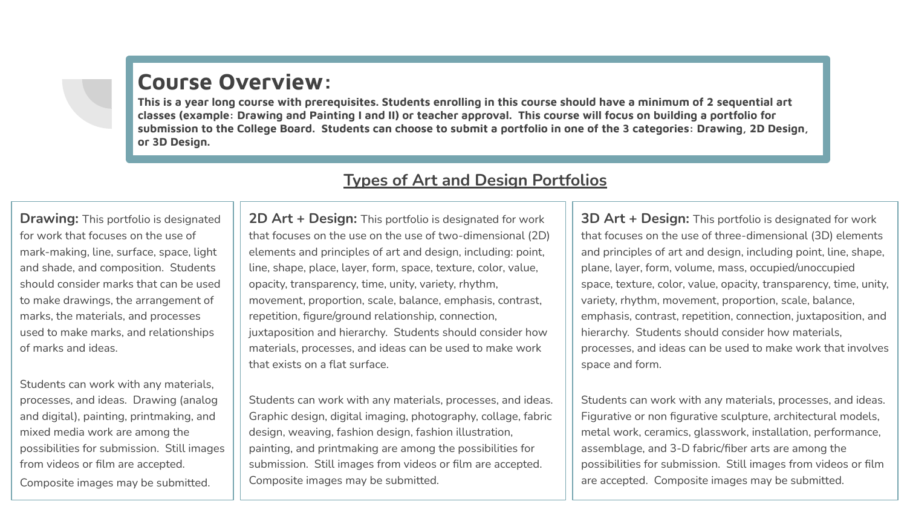# Course Overview:

**This is a year long course with prerequisites. Students enrolling in this course should have a minimum of 2 sequential art classes (example: Drawing and Painting I and II) or teacher approval. This course will focus on building a portfolio for submission to the College Board. Students can choose to submit a portfolio in one of the 3 categories: Drawing, 2D Design, or 3D Design.**

## Types of Art and Design Portfolios

**Drawing:** This portfolio is designated for work that focuses on the use of mark-making, line, surface, space, light and shade, and composition. Students should consider marks that can be used to make drawings, the arrangement of marks, the materials, and processes used to make marks, and relationships of marks and ideas.

Students can work with any materials, processes, and ideas. Drawing (analog and digital), painting, printmaking, and mixed media work are among the possibilities for submission. Still images from videos or film are accepted. Composite images may be submitted.

**2D Art + Design:** This portfolio is designated for work that focuses on the use on the use of two-dimensional (2D) elements and principles of art and design, including: point, line, shape, place, layer, form, space, texture, color, value, opacity, transparency, time, unity, variety, rhythm, movement, proportion, scale, balance, emphasis, contrast, repetition, figure/ground relationship, connection, juxtaposition and hierarchy. Students should consider how materials, processes, and ideas can be used to make work that exists on a flat surface.

Students can work with any materials, processes, and ideas. Graphic design, digital imaging, photography, collage, fabric design, weaving, fashion design, fashion illustration, painting, and printmaking are among the possibilities for submission. Still images from videos or film are accepted. Composite images may be submitted.

**3D Art + Design:** This portfolio is designated for work that focuses on the use of three-dimensional (3D) elements and principles of art and design, including point, line, shape, plane, layer, form, volume, mass, occupied/unoccupied space, texture, color, value, opacity, transparency, time, unity, variety, rhythm, movement, proportion, scale, balance, emphasis, contrast, repetition, connection, juxtaposition, and hierarchy. Students should consider how materials, processes, and ideas can be used to make work that involves space and form.

Students can work with any materials, processes, and ideas. Figurative or non figurative sculpture, architectural models, metal work, ceramics, glasswork, installation, performance, assemblage, and 3-D fabric/fiber arts are among the possibilities for submission. Still images from videos or film are accepted. Composite images may be submitted.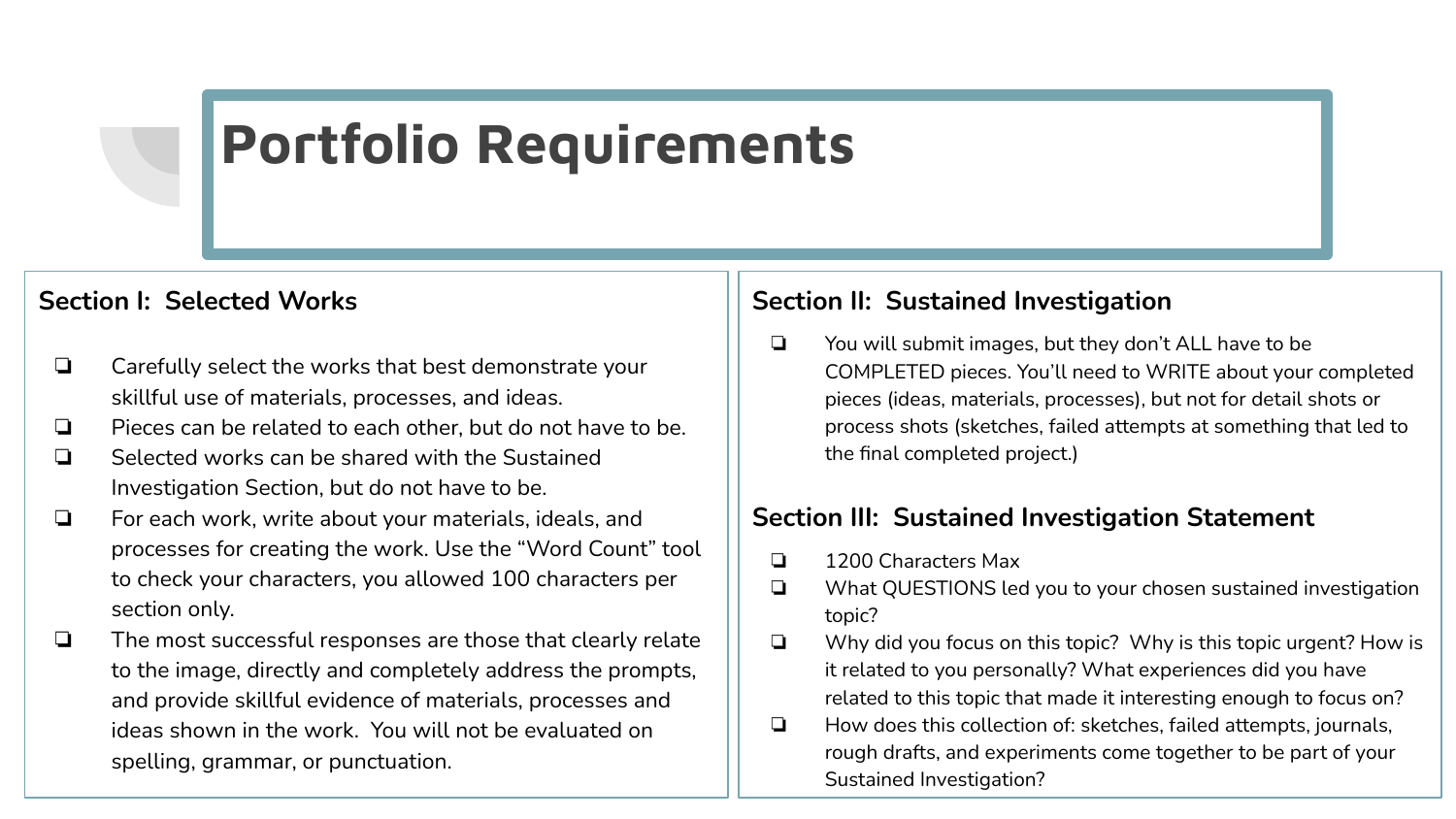# Portfolio Requirements

## Section I: Selected Works

- Carefully select the works that best demonstrate your skillful use of materials, processes, and ideas.
- Pieces can be related to each other, but do not have to be.
- Selected works can be shared with the Sustained Investigation Section, but do not have to be.
- For each work, write about your materials, ideals, and processes for creating the work. Use the "Word Count" tool to check your characters, you allowed 100 characters per section only.
- The most successful responses are those that clearly relate to the image, directly and completely address the prompts, and provide skillful evidence of materials, processes and ideas shown in the work. You will not be evaluated on spelling, grammar, or punctuation.

## Section II: Sustained Investigation

- You will submit images, but they don't ALL have to be COMPLETED pieces. You'll need to WRITE about your completed pieces (ideas, materials, processes), but not for detail shots or process shots (sketches, failed attempts at something that led to the final completed project.)

## Section III: Sustained Investigation Statement

- 1200 Characters Max
- What QUESTIONS led you to your chosen sustained investigation topic?
- Why did you focus on this topic? Why is this topic urgent? How is it related to you personally? What experiences did you have related to this topic that made it interesting enough to focus on?
- How does this collection of: sketches, failed attempts, journals, rough drafts, and experiments come together to be part of your Sustained Investigation?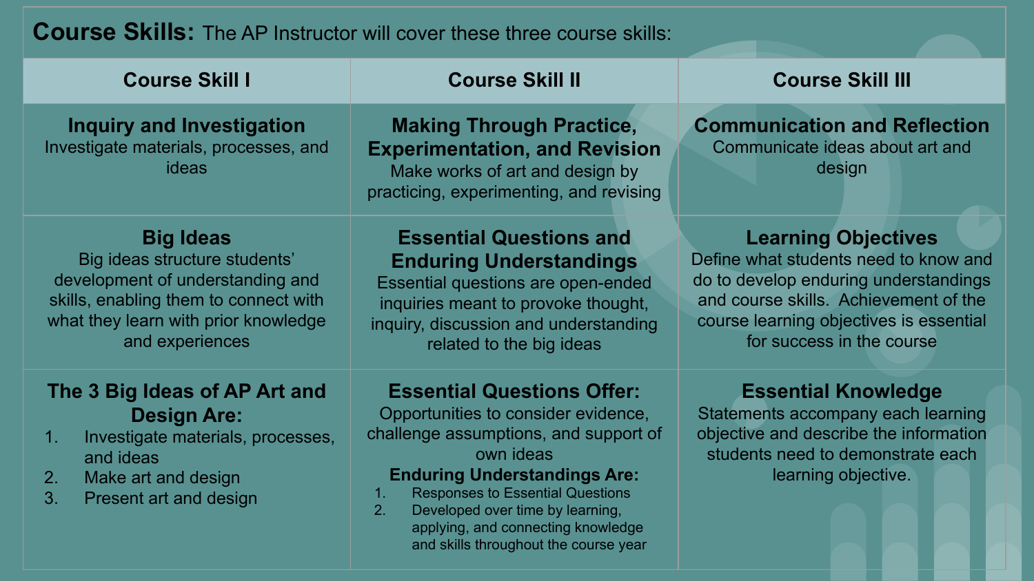**Course Skills:** The AP Instructor will cover these three course skills:

| Course Skill I | Course Skill II | Course Skill III |
| --- | --- | --- |
| **Inquiry and Investigation**<br>Investigate materials, processes, and ideas | **Making Through Practice, Experimentation, and Revision**<br>Make works of art and design by practicing, experimenting, and revising | **Communication and Reflection**<br>Communicate ideas about art and design |
| **Big Ideas**<br>Big ideas structure students' development of understanding and skills, enabling them to connect with what they learn with prior knowledge and experiences | **Essential Questions and Enduring Understandings**<br>Essential questions are open-ended inquiries meant to provoke thought, inquiry, discussion and understanding related to the big ideas | **Learning Objectives**<br>Define what students need to know and do to develop enduring understandings and course skills. Achievement of the course learning objectives is essential for success in the course |
| **The 3 Big Ideas of AP Art and Design Are:**<br>1. Investigate materials, processes, and ideas<br>2. Make art and design<br>3. Present art and design | **Essential Questions Offer:**<br>Opportunities to consider evidence, challenge assumptions, and support of own ideas<br>**Enduring Understandings Are:**<br>1. Responses to Essential Questions<br>2. Developed over time by learning, applying, and connecting knowledge and skills throughout the course year | **Essential Knowledge**<br>Statements accompany each learning objective and describe the information students need to demonstrate each learning objective. |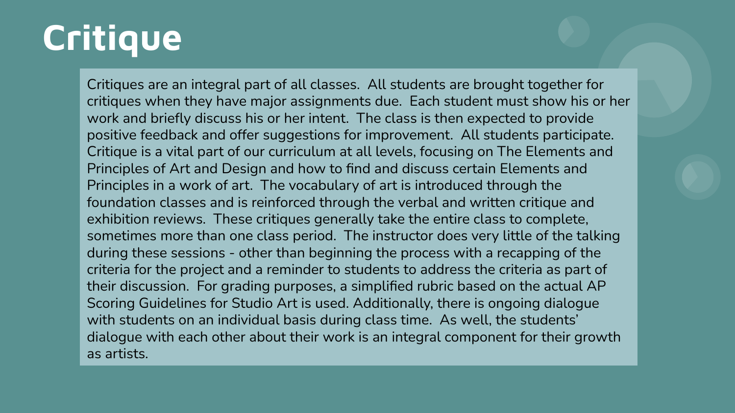# Critique

Critiques are an integral part of all classes. All students are brought together for critiques when they have major assignments due. Each student must show his or her work and briefly discuss his or her intent. The class is then expected to provide positive feedback and offer suggestions for improvement. All students participate. Critique is a vital part of our curriculum at all levels, focusing on The Elements and Principles of Art and Design and how to find and discuss certain Elements and Principles in a work of art. The vocabulary of art is introduced through the foundation classes and is reinforced through the verbal and written critique and exhibition reviews. These critiques generally take the entire class to complete, sometimes more than one class period. The instructor does very little of the talking during these sessions - other than beginning the process with a recapping of the criteria for the project and a reminder to students to address the criteria as part of their discussion. For grading purposes, a simplified rubric based on the actual AP Scoring Guidelines for Studio Art is used. Additionally, there is ongoing dialogue with students on an individual basis during class time. As well, the students' dialogue with each other about their work is an integral component for their growth as artists.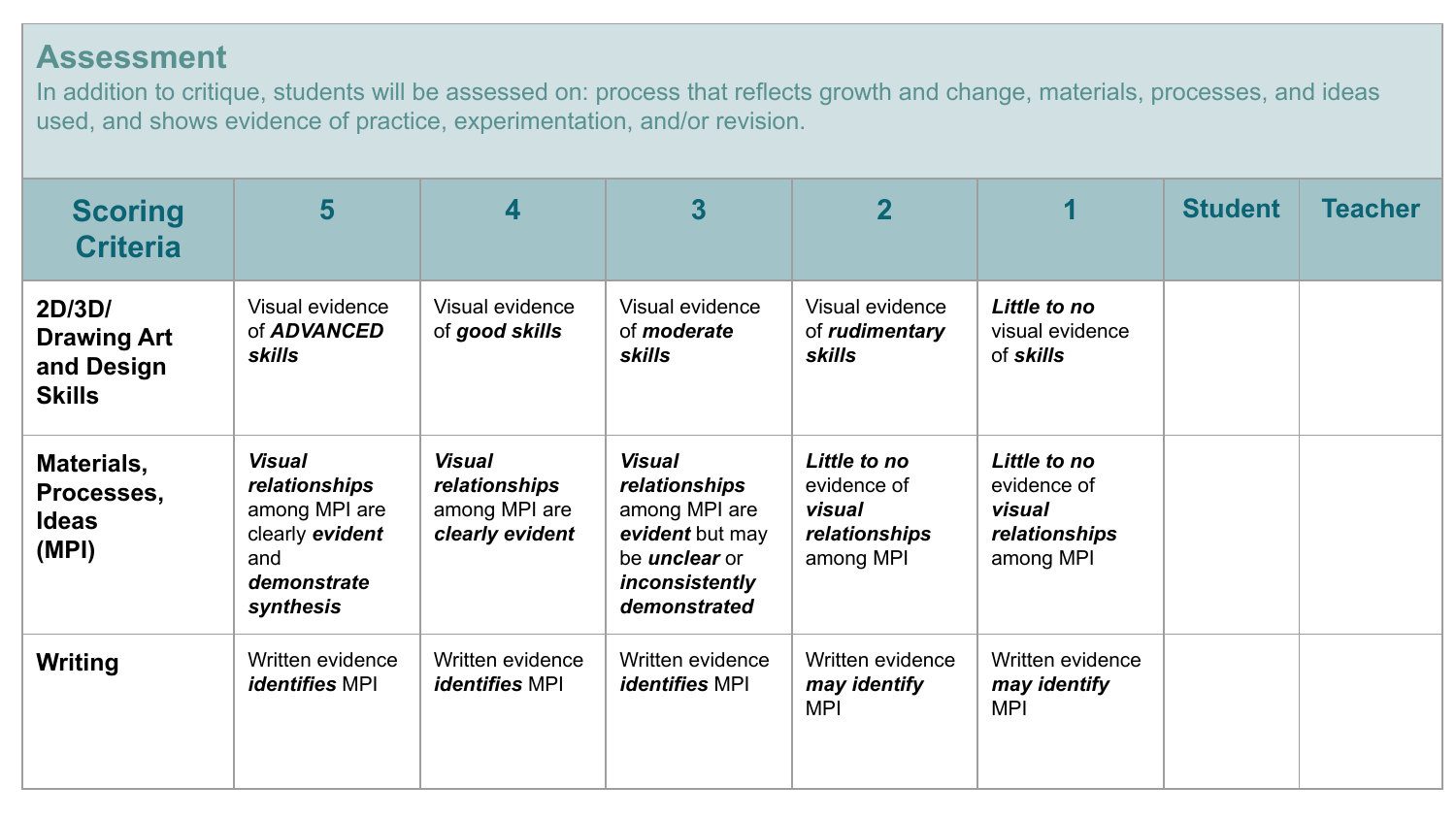## Assessment

In addition to critique, students will be assessed on: process that reflects growth and change, materials, processes, and ideas used, and shows evidence of practice, experimentation, and/or revision.

| Scoring Criteria | 5 | 4 | 3 | 2 | 1 | Student | Teacher |
|---|---|---|---|---|---|---|---|
| **2D/3D/ Drawing Art and Design Skills** | Visual evidence of ***ADVANCED skills*** | Visual evidence of ***good skills*** | Visual evidence of ***moderate skills*** | Visual evidence of ***rudimentary skills*** | ***Little to no*** visual evidence of ***skills*** | | |
| **Materials, Processes, Ideas (MPI)** | ***Visual relationships*** among MPI are clearly ***evident*** and ***demonstrate synthesis*** | ***Visual relationships*** among MPI are ***clearly evident*** | ***Visual relationships*** among MPI are ***evident*** but may be ***unclear*** or ***inconsistently demonstrated*** | ***Little to no*** evidence of ***visual relationships*** among MPI | ***Little to no*** evidence of ***visual relationships*** among MPI | | |
| **Writing** | Written evidence ***identifies*** MPI | Written evidence ***identifies*** MPI | Written evidence ***identifies*** MPI | Written evidence ***may identify*** MPI | Written evidence ***may identify*** MPI | | |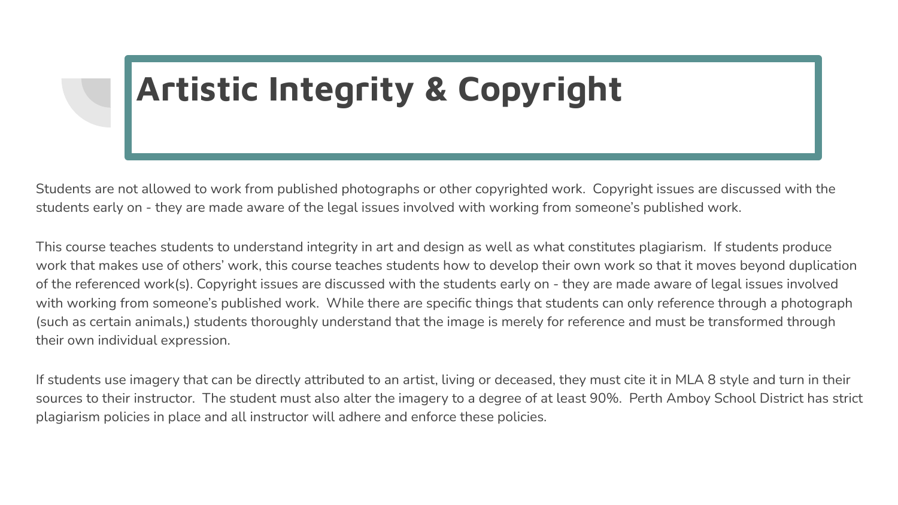# Artistic Integrity & Copyright

Students are not allowed to work from published photographs or other copyrighted work.  Copyright issues are discussed with the students early on - they are made aware of the legal issues involved with working from someone's published work.

This course teaches students to understand integrity in art and design as well as what constitutes plagiarism.  If students produce work that makes use of others' work, this course teaches students how to develop their own work so that it moves beyond duplication of the referenced work(s). Copyright issues are discussed with the students early on - they are made aware of legal issues involved with working from someone's published work.  While there are specific things that students can only reference through a photograph (such as certain animals,) students thoroughly understand that the image is merely for reference and must be transformed through their own individual expression.

If students use imagery that can be directly attributed to an artist, living or deceased, they must cite it in MLA 8 style and turn in their sources to their instructor.  The student must also alter the imagery to a degree of at least 90%.  Perth Amboy School District has strict plagiarism policies in place and all instructor will adhere and enforce these policies.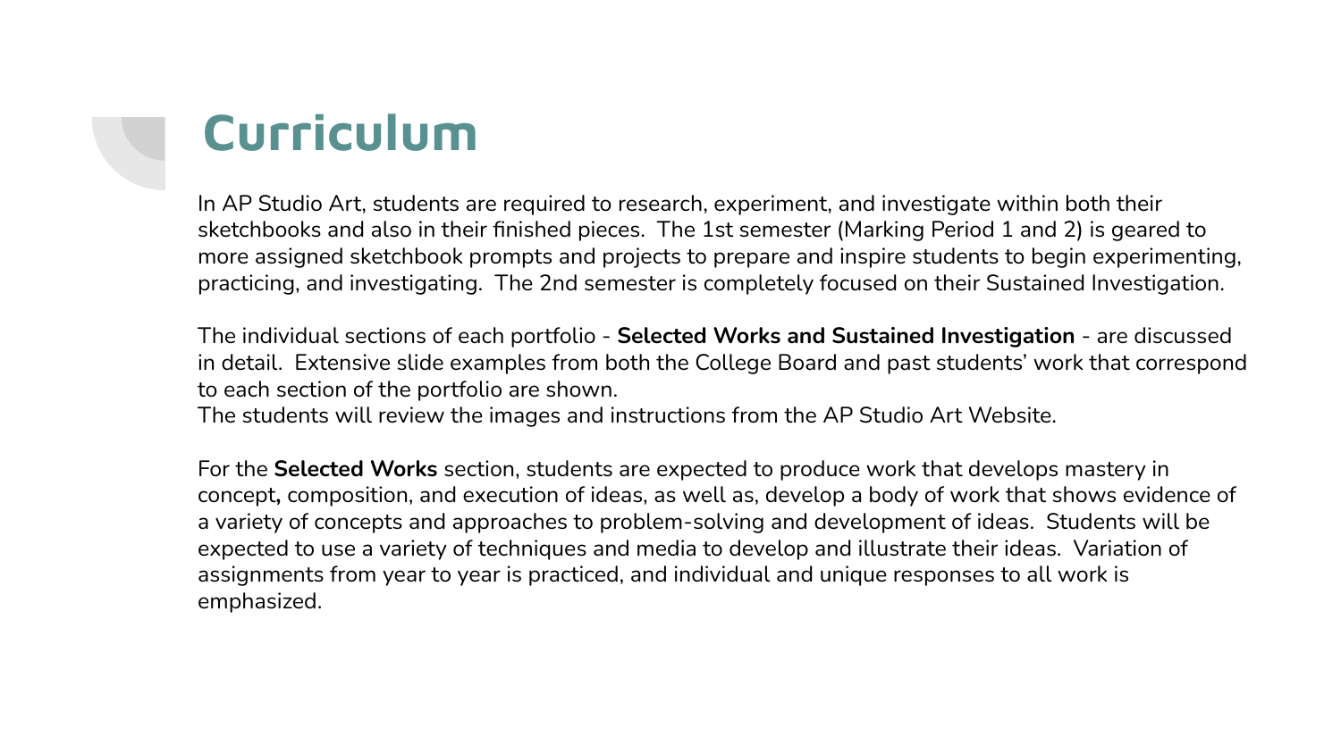# Curriculum

In AP Studio Art, students are required to research, experiment, and investigate within both their sketchbooks and also in their finished pieces. The 1st semester (Marking Period 1 and 2) is geared to more assigned sketchbook prompts and projects to prepare and inspire students to begin experimenting, practicing, and investigating. The 2nd semester is completely focused on their Sustained Investigation.

The individual sections of each portfolio - **Selected Works and Sustained Investigation** - are discussed in detail. Extensive slide examples from both the College Board and past students' work that correspond to each section of the portfolio are shown.
The students will review the images and instructions from the AP Studio Art Website.

For the **Selected Works** section, students are expected to produce work that develops mastery in concept**,** composition, and execution of ideas, as well as, develop a body of work that shows evidence of a variety of concepts and approaches to problem-solving and development of ideas. Students will be expected to use a variety of techniques and media to develop and illustrate their ideas. Variation of assignments from year to year is practiced, and individual and unique responses to all work is emphasized.